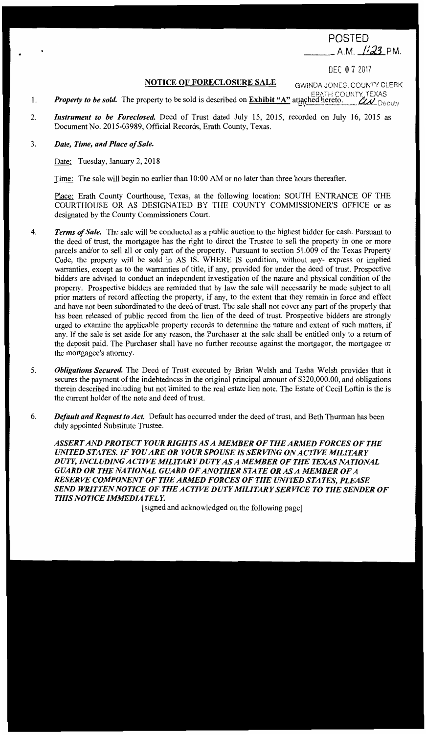POSTED
\_\_\_\_\_\_ A.M. 1:23 P.M.

DEC 07 2017

GWINDA JONES, COUNTY CLERK
ERATH COUNTY, TEXAS
BY \_\_\_\_\_\_ CW Deputy

## NOTICE OF FORECLOSURE SALE

1. ***Property to be sold.*** The property to be sold is described on **Exhibit "A"** attached hereto.

2. ***Instrument to be Foreclosed.*** Deed of Trust dated July 15, 2015, recorded on July 16, 2015 as Document No. 2015-03989, Official Records, Erath County, Texas.

3. ***Date, Time, and Place of Sale.***

   Date: Tuesday, January 2, 2018

   Time: The sale will begin no earlier than 10:00 AM or no later than three hours thereafter.

   Place: Erath County Courthouse, Texas, at the following location: SOUTH ENTRANCE OF THE COURTHOUSE OR AS DESIGNATED BY THE COUNTY COMMISSIONER'S OFFICE or as designated by the County Commissioners Court.

4. ***Terms of Sale.*** The sale will be conducted as a public auction to the highest bidder for cash. Pursuant to the deed of trust, the mortgagee has the right to direct the Trustee to sell the property in one or more parcels and/or to sell all or only part of the property. Pursuant to section 51.009 of the Texas Property Code, the property will be sold in AS IS. WHERE IS condition, without any- express or implied warranties, except as to the warranties of title, if any, provided for under the deed of trust. Prospective bidders are advised to conduct an independent investigation of the nature and physical condition of the property. Prospective bidders are reminded that by law the sale will necessarily be made subject to all prior matters of record affecting the property, if any, to the extent that they remain in force and effect and have not been subordinated to the deed of trust. The sale shall not cover any part of the property that has been released of public record from the lien of the deed of trust. Prospective bidders are strongly urged to examine the applicable property records to determine the nature and extent of such matters, if any. If the sale is set aside for any reason, the Purchaser at the sale shall be entitled only to a return of the deposit paid. The Purchaser shall have no further recourse against the mortgagor, the mortgagee or the mortgagee's attorney.

5. ***Obligations Secured.*** The Deed of Trust executed by Brian Welsh and Tasha Welsh provides that it secures the payment of the indebtedness in the original principal amount of $320,000.00, and obligations therein described including but not limited to the real estate lien note. The Estate of Cecil Loftin is the is the current holder of the note and deed of trust.

6. ***Default and Request to Act.*** Default has occurred under the deed of trust, and Beth Thurman has been duly appointed Substitute Trustee.

   ***ASSERT AND PROTECT YOUR RIGHTS AS A MEMBER OF THE ARMED FORCES OF THE UNITED STATES. IF YOU ARE OR YOUR SPOUSE IS SERVING ON ACTIVE MILITARY DUTY, INCLUDING ACTIVE MILITARY DUTY AS A MEMBER OF THE TEXAS NATIONAL GUARD OR THE NATIONAL GUARD OF ANOTHER STATE OR AS A MEMBER OF A RESERVE COMPONENT OF THE ARMED FORCES OF THE UNITED STATES, PLEASE SEND WRITTEN NOTICE OF THE ACTIVE DUTY MILITARY SERVICE TO THE SENDER OF THIS NOTICE IMMEDIATELY.***

[signed and acknowledged on the following page]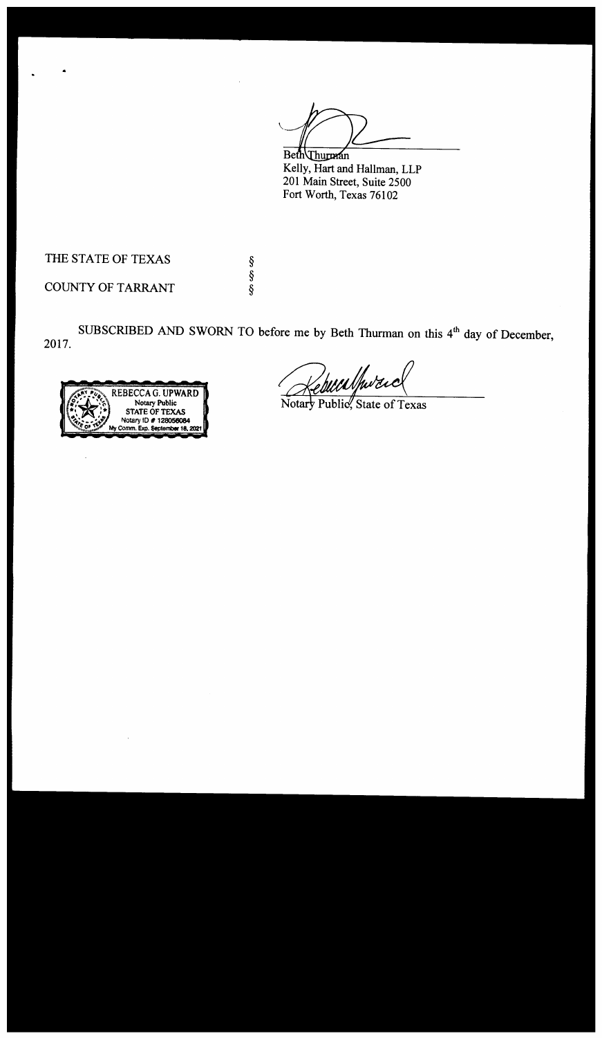Beth Thurman
Kelly, Hart and Hallman, LLP
201 Main Street, Suite 2500
Fort Worth, Texas 76102

THE STATE OF TEXAS §
§
COUNTY OF TARRANT §

SUBSCRIBED AND SWORN TO before me by Beth Thurman on this 4th day of December, 2017.

REBECCA G. UPWARD
Notary Public
STATE OF TEXAS
Notary ID # 128056084
My Comm. Exp. September 18, 2021

Notary Public, State of Texas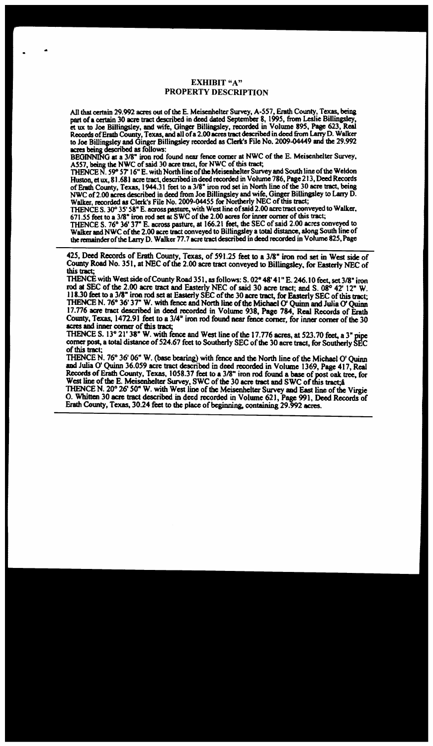## EXHIBIT "A"
## PROPERTY DESCRIPTION

All that certain 29.992 acres out of the E. Meisenhelter Survey, A-557, Erath County, Texas, being part of a certain 30 acre tract described in deed dated September 8, 1995, from Leslie Billingsley, et ux to Joe Billingsley, and wife, Ginger Billingsley, recorded in Volume 895, Page 623, Real Records of Erath County, Texas, and all of a 2.00 acres tract described in deed from Larry D. Walker to Joe Billingsley and Ginger Billingsley recorded as Clerk's File No. 2009-04449 and the 29.992 acres being described as follows:

BEGINNING at a 3/8" iron rod found near fence corner at NWC of the E. Meisenhelter Survey, A557, being the NWC of said 30 acre tract, for NWC of this tract;

THENCE N. 59° 57' 16" E. with North line of the Meisenhelter Survey and South line of the Weldon Huston, et ux, 81.681 acre tract, described in deed recorded in Volume 786, Page 213, Deed Records of Erath County, Texas, 1944.31 feet to a 3/8" iron rod set in North line of the 30 acre tract, being NWC of 2.00 acres described in deed from Joe Billingsley and wife, Ginger Billingsley to Larry D. Walker, recorded as Clerk's File No. 2009-04455 for Northerly NEC of this tract;

THENCE S. 30° 35' 58" E. across pasture, with West line of said 2.00 acre tract conveyed to Walker, 671.55 feet to a 3/8" iron rod set at SWC of the 2.00 acres for inner corner of this tract;

THENCE S. 76° 36' 37" E. across pasture, at 166.21 feet, the SEC of said 2.00 acres conveyed to Walker and NWC of the 2.00 acre tract conveyed to Billingsley a total distance, along South line of the remainder of the Larry D. Walker 77.7 acre tract described in deed recorded in Volume 825, Page 425, Deed Records of Erath County, Texas, of 591.25 feet to a 3/8" iron rod set in West side of County Road No. 351, at NEC of the 2.00 acre tract conveyed to Billingsley, for Easterly NEC of this tract;

THENCE with West side of County Road 351, as follows: S. 02° 48' 41" E. 246.10 feet, set 3/8" iron rod at SEC of the 2.00 acre tract and Easterly NEC of said 30 acre tract; and S. 08° 42' 12" W. 118.30 feet to a 3/8" iron rod set at Easterly SEC of the 30 acre tract, for Easterly SEC of this tract;

THENCE N. 76° 36' 37" W. with fence and North line of the Michael O' Quinn and Julia O' Quinn 17.776 acre tract described in deed recorded in Volume 938, Page 784, Real Records of Erath County, Texas, 1472.91 feet to a 3/4" iron rod found near fence corner, for inner corner of the 30 acres and inner corner of this tract;

THENCE S. 13° 21' 38" W. with fence and West line of the 17.776 acres, at 523.70 feet, a 3" pipe corner post, a total distance of 524.67 feet to Southerly SEC of the 30 acre tract, for Southerly SEC of this tract;

THENCE N. 76° 36' 06" W. (base bearing) with fence and the North line of the Michael O' Quinn and Julia O' Quinn 36.059 acre tract described in deed recorded in Volume 1369, Page 417, Real Records of Erath County, Texas, 1058.37 feet to a 3/8" iron rod found a base of post oak tree, for West line of the E. Meisenhelter Survey, SWC of the 30 acre tract and SWC of this tract;â

THENCE N. 20° 26' 50" W. with West line of the Meisenhelter Survey and East line of the Virgie O. Whitten 30 acre tract described in deed recorded in Volume 621, Page 991, Deed Records of Erath County, Texas, 30.24 feet to the place of beginning, containing 29.992 acres.